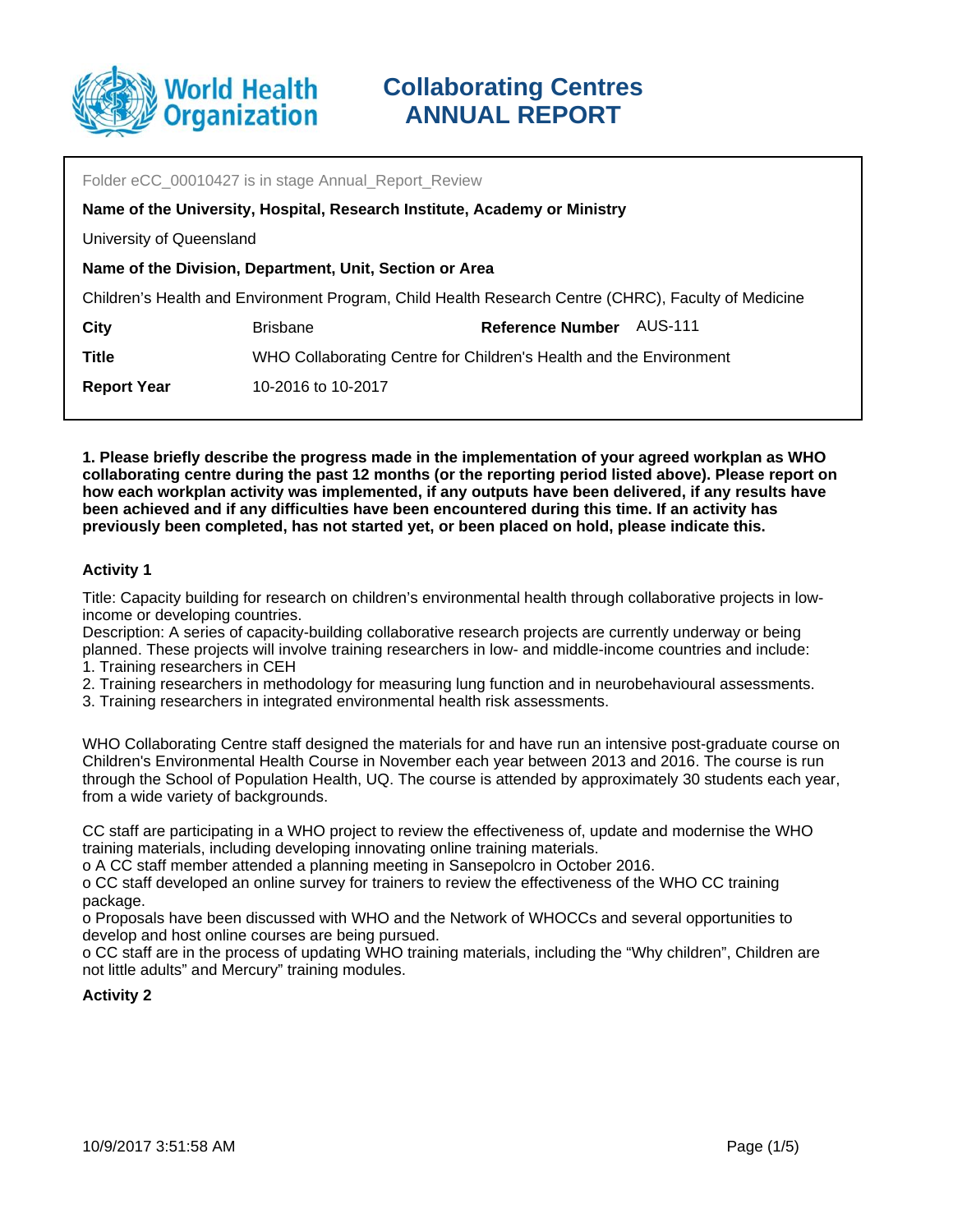# Collaborating Centres ANNUAL REPORT

Folder eCC_00010427 is in stage Annual_Report_Review

**Name of the University, Hospital, Research Institute, Academy or Ministry**

University of Queensland

**Name of the Division, Department, Unit, Section or Area**

Children's Health and Environment Program, Child Health Research Centre (CHRC), Faculty of Medicine

| | | | |
|---|---|---|---|
| **City** | Brisbane | **Reference Number** | AUS-111 |
| **Title** | WHO Collaborating Centre for Children's Health and the Environment | | |
| **Report Year** | 10-2016 to 10-2017 | | |

**1. Please briefly describe the progress made in the implementation of your agreed workplan as WHO collaborating centre during the past 12 months (or the reporting period listed above). Please report on how each workplan activity was implemented, if any outputs have been delivered, if any results have been achieved and if any difficulties have been encountered during this time. If an activity has previously been completed, has not started yet, or been placed on hold, please indicate this.**

**Activity 1**

Title: Capacity building for research on children's environmental health through collaborative projects in low-income or developing countries.
Description: A series of capacity-building collaborative research projects are currently underway or being planned. These projects will involve training researchers in low- and middle-income countries and include:
1. Training researchers in CEH
2. Training researchers in methodology for measuring lung function and in neurobehavioural assessments.
3. Training researchers in integrated environmental health risk assessments.

WHO Collaborating Centre staff designed the materials for and have run an intensive post-graduate course on Children's Environmental Health Course in November each year between 2013 and 2016. The course is run through the School of Population Health, UQ. The course is attended by approximately 30 students each year, from a wide variety of backgrounds.

CC staff are participating in a WHO project to review the effectiveness of, update and modernise the WHO training materials, including developing innovating online training materials.
o A CC staff member attended a planning meeting in Sansepolcro in October 2016.
o CC staff developed an online survey for trainers to review the effectiveness of the WHO CC training package.
o Proposals have been discussed with WHO and the Network of WHOCCs and several opportunities to develop and host online courses are being pursued.
o CC staff are in the process of updating WHO training materials, including the "Why children", Children are not little adults" and Mercury" training modules.

**Activity 2**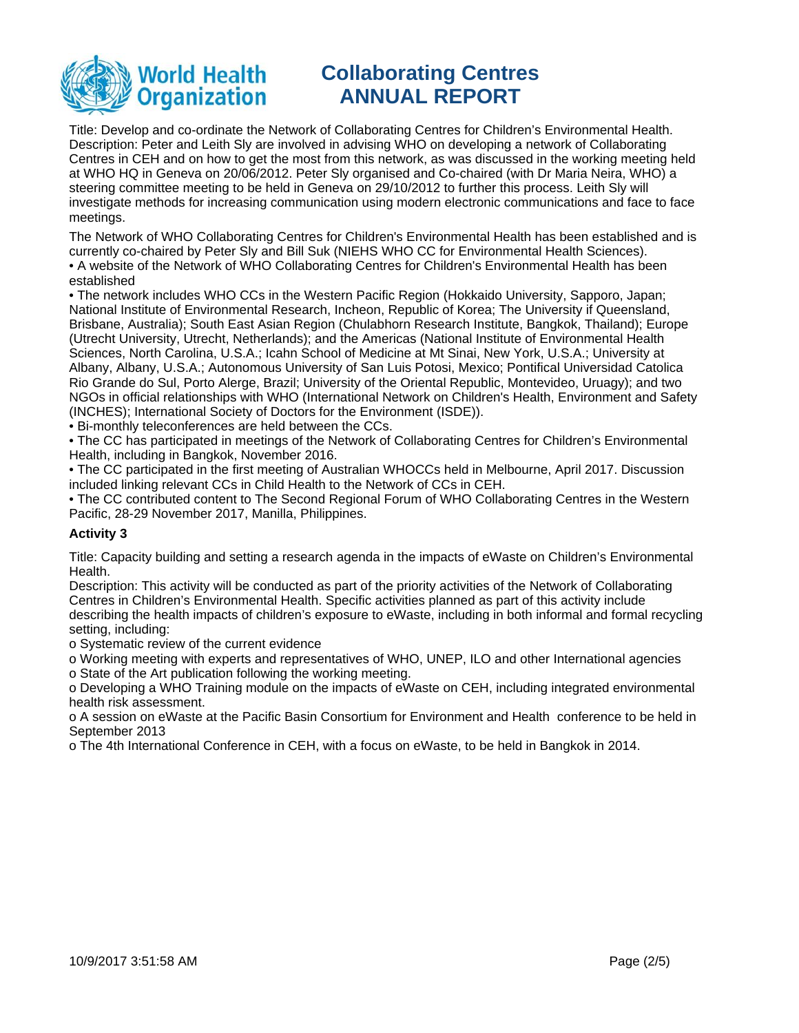Title: Develop and co-ordinate the Network of Collaborating Centres for Children's Environmental Health.
Description: Peter and Leith Sly are involved in advising WHO on developing a network of Collaborating Centres in CEH and on how to get the most from this network, as was discussed in the working meeting held at WHO HQ in Geneva on 20/06/2012. Peter Sly organised and Co-chaired (with Dr Maria Neira, WHO) a steering committee meeting to be held in Geneva on 29/10/2012 to further this process. Leith Sly will investigate methods for increasing communication using modern electronic communications and face to face meetings.

The Network of WHO Collaborating Centres for Children's Environmental Health has been established and is currently co-chaired by Peter Sly and Bill Suk (NIEHS WHO CC for Environmental Health Sciences).

- A website of the Network of WHO Collaborating Centres for Children's Environmental Health has been established
- The network includes WHO CCs in the Western Pacific Region (Hokkaido University, Sapporo, Japan; National Institute of Environmental Research, Incheon, Republic of Korea; The University if Queensland, Brisbane, Australia); South East Asian Region (Chulabhorn Research Institute, Bangkok, Thailand); Europe (Utrecht University, Utrecht, Netherlands); and the Americas (National Institute of Environmental Health Sciences, North Carolina, U.S.A.; Icahn School of Medicine at Mt Sinai, New York, U.S.A.; University at Albany, Albany, U.S.A.; Autonomous University of San Luis Potosi, Mexico; Pontifical Universidad Catolica Rio Grande do Sul, Porto Alerge, Brazil; University of the Oriental Republic, Montevideo, Uruagy); and two NGOs in official relationships with WHO (International Network on Children's Health, Environment and Safety (INCHES); International Society of Doctors for the Environment (ISDE)).
- Bi-monthly teleconferences are held between the CCs.
- The CC has participated in meetings of the Network of Collaborating Centres for Children's Environmental Health, including in Bangkok, November 2016.
- The CC participated in the first meeting of Australian WHOCCs held in Melbourne, April 2017. Discussion included linking relevant CCs in Child Health to the Network of CCs in CEH.
- The CC contributed content to The Second Regional Forum of WHO Collaborating Centres in the Western Pacific, 28-29 November 2017, Manilla, Philippines.

**Activity 3**

Title: Capacity building and setting a research agenda in the impacts of eWaste on Children's Environmental Health.
Description: This activity will be conducted as part of the priority activities of the Network of Collaborating Centres in Children's Environmental Health. Specific activities planned as part of this activity include describing the health impacts of children's exposure to eWaste, including in both informal and formal recycling setting, including:

o Systematic review of the current evidence
o Working meeting with experts and representatives of WHO, UNEP, ILO and other International agencies
o State of the Art publication following the working meeting.
o Developing a WHO Training module on the impacts of eWaste on CEH, including integrated environmental health risk assessment.
o A session on eWaste at the Pacific Basin Consortium for Environment and Health conference to be held in September 2013
o The 4th International Conference in CEH, with a focus on eWaste, to be held in Bangkok in 2014.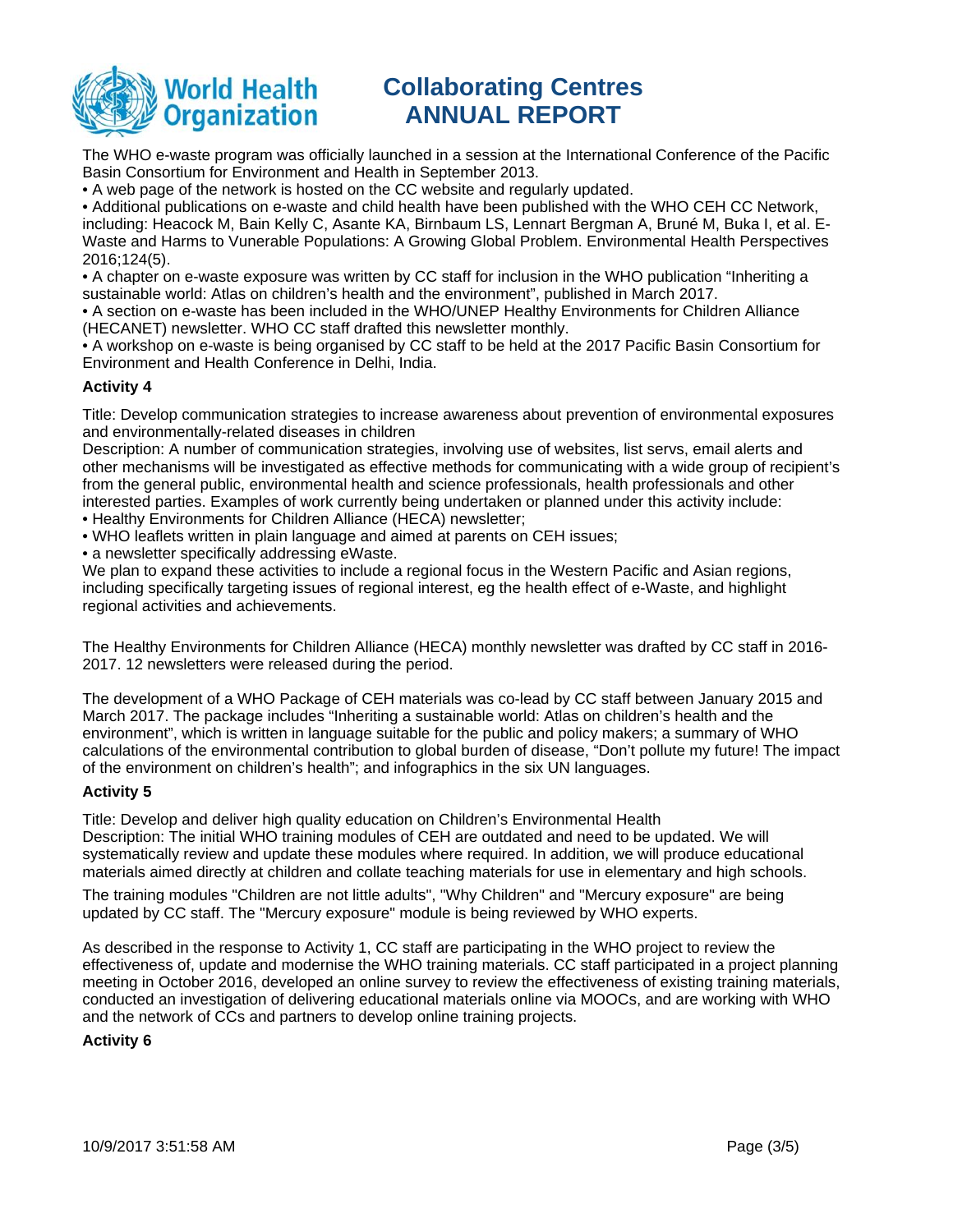The WHO e-waste program was officially launched in a session at the International Conference of the Pacific Basin Consortium for Environment and Health in September 2013.

• A web page of the network is hosted on the CC website and regularly updated.

• Additional publications on e-waste and child health have been published with the WHO CEH CC Network, including: Heacock M, Bain Kelly C, Asante KA, Birnbaum LS, Lennart Bergman A, Bruné M, Buka I, et al. E-Waste and Harms to Vunerable Populations: A Growing Global Problem. Environmental Health Perspectives 2016;124(5).

• A chapter on e-waste exposure was written by CC staff for inclusion in the WHO publication "Inheriting a sustainable world: Atlas on children's health and the environment", published in March 2017.

• A section on e-waste has been included in the WHO/UNEP Healthy Environments for Children Alliance (HECANET) newsletter. WHO CC staff drafted this newsletter monthly.

• A workshop on e-waste is being organised by CC staff to be held at the 2017 Pacific Basin Consortium for Environment and Health Conference in Delhi, India.

**Activity 4**

Title: Develop communication strategies to increase awareness about prevention of environmental exposures and environmentally-related diseases in children

Description: A number of communication strategies, involving use of websites, list servs, email alerts and other mechanisms will be investigated as effective methods for communicating with a wide group of recipient's from the general public, environmental health and science professionals, health professionals and other interested parties. Examples of work currently being undertaken or planned under this activity include:

• Healthy Environments for Children Alliance (HECA) newsletter;

• WHO leaflets written in plain language and aimed at parents on CEH issues;

• a newsletter specifically addressing eWaste.

We plan to expand these activities to include a regional focus in the Western Pacific and Asian regions, including specifically targeting issues of regional interest, eg the health effect of e-Waste, and highlight regional activities and achievements.

The Healthy Environments for Children Alliance (HECA) monthly newsletter was drafted by CC staff in 2016-2017. 12 newsletters were released during the period.

The development of a WHO Package of CEH materials was co-lead by CC staff between January 2015 and March 2017. The package includes "Inheriting a sustainable world: Atlas on children's health and the environment", which is written in language suitable for the public and policy makers; a summary of WHO calculations of the environmental contribution to global burden of disease, "Don't pollute my future! The impact of the environment on children's health"; and infographics in the six UN languages.

**Activity 5**

Title: Develop and deliver high quality education on Children's Environmental Health

Description: The initial WHO training modules of CEH are outdated and need to be updated. We will systematically review and update these modules where required. In addition, we will produce educational materials aimed directly at children and collate teaching materials for use in elementary and high schools.

The training modules "Children are not little adults", "Why Children" and "Mercury exposure" are being updated by CC staff. The "Mercury exposure" module is being reviewed by WHO experts.

As described in the response to Activity 1, CC staff are participating in the WHO project to review the effectiveness of, update and modernise the WHO training materials. CC staff participated in a project planning meeting in October 2016, developed an online survey to review the effectiveness of existing training materials, conducted an investigation of delivering educational materials online via MOOCs, and are working with WHO and the network of CCs and partners to develop online training projects.

**Activity 6**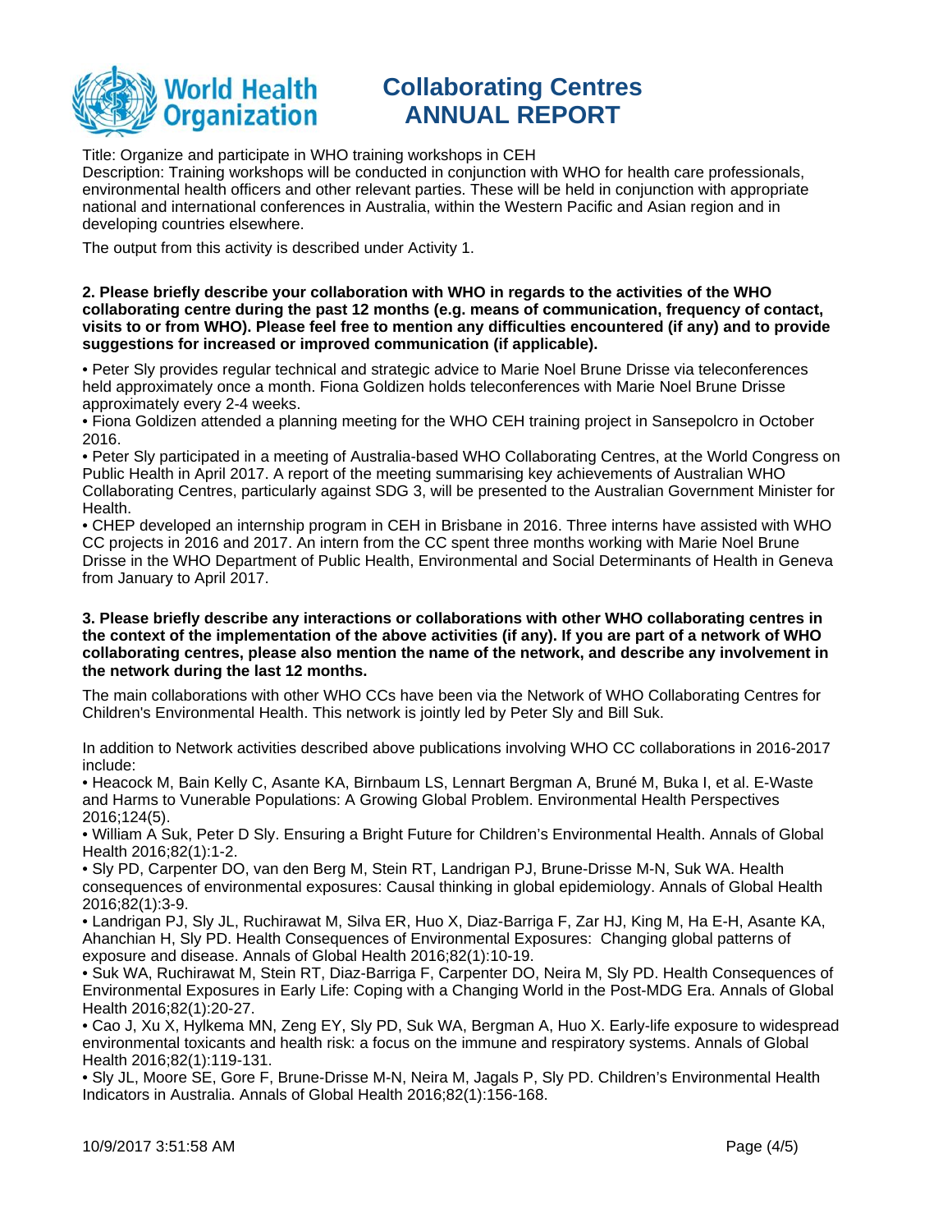Title: Organize and participate in WHO training workshops in CEH
Description: Training workshops will be conducted in conjunction with WHO for health care professionals, environmental health officers and other relevant parties. These will be held in conjunction with appropriate national and international conferences in Australia, within the Western Pacific and Asian region and in developing countries elsewhere.

The output from this activity is described under Activity 1.

**2. Please briefly describe your collaboration with WHO in regards to the activities of the WHO collaborating centre during the past 12 months (e.g. means of communication, frequency of contact, visits to or from WHO). Please feel free to mention any difficulties encountered (if any) and to provide suggestions for increased or improved communication (if applicable).**

• Peter Sly provides regular technical and strategic advice to Marie Noel Brune Drisse via teleconferences held approximately once a month. Fiona Goldizen holds teleconferences with Marie Noel Brune Drisse approximately every 2-4 weeks.
• Fiona Goldizen attended a planning meeting for the WHO CEH training project in Sansepolcro in October 2016.
• Peter Sly participated in a meeting of Australia-based WHO Collaborating Centres, at the World Congress on Public Health in April 2017. A report of the meeting summarising key achievements of Australian WHO Collaborating Centres, particularly against SDG 3, will be presented to the Australian Government Minister for Health.
• CHEP developed an internship program in CEH in Brisbane in 2016. Three interns have assisted with WHO CC projects in 2016 and 2017. An intern from the CC spent three months working with Marie Noel Brune Drisse in the WHO Department of Public Health, Environmental and Social Determinants of Health in Geneva from January to April 2017.

**3. Please briefly describe any interactions or collaborations with other WHO collaborating centres in the context of the implementation of the above activities (if any). If you are part of a network of WHO collaborating centres, please also mention the name of the network, and describe any involvement in the network during the last 12 months.**

The main collaborations with other WHO CCs have been via the Network of WHO Collaborating Centres for Children's Environmental Health. This network is jointly led by Peter Sly and Bill Suk.

In addition to Network activities described above publications involving WHO CC collaborations in 2016-2017 include:
• Heacock M, Bain Kelly C, Asante KA, Birnbaum LS, Lennart Bergman A, Bruné M, Buka I, et al. E-Waste and Harms to Vunerable Populations: A Growing Global Problem. Environmental Health Perspectives 2016;124(5).
• William A Suk, Peter D Sly. Ensuring a Bright Future for Children's Environmental Health. Annals of Global Health 2016;82(1):1-2.
• Sly PD, Carpenter DO, van den Berg M, Stein RT, Landrigan PJ, Brune-Drisse M-N, Suk WA. Health consequences of environmental exposures: Causal thinking in global epidemiology. Annals of Global Health 2016;82(1):3-9.
• Landrigan PJ, Sly JL, Ruchirawat M, Silva ER, Huo X, Diaz-Barriga F, Zar HJ, King M, Ha E-H, Asante KA, Ahanchian H, Sly PD. Health Consequences of Environmental Exposures: Changing global patterns of exposure and disease. Annals of Global Health 2016;82(1):10-19.
• Suk WA, Ruchirawat M, Stein RT, Diaz-Barriga F, Carpenter DO, Neira M, Sly PD. Health Consequences of Environmental Exposures in Early Life: Coping with a Changing World in the Post-MDG Era. Annals of Global Health 2016;82(1):20-27.
• Cao J, Xu X, Hylkema MN, Zeng EY, Sly PD, Suk WA, Bergman A, Huo X. Early-life exposure to widespread environmental toxicants and health risk: a focus on the immune and respiratory systems. Annals of Global Health 2016;82(1):119-131.
• Sly JL, Moore SE, Gore F, Brune-Drisse M-N, Neira M, Jagals P, Sly PD. Children's Environmental Health Indicators in Australia. Annals of Global Health 2016;82(1):156-168.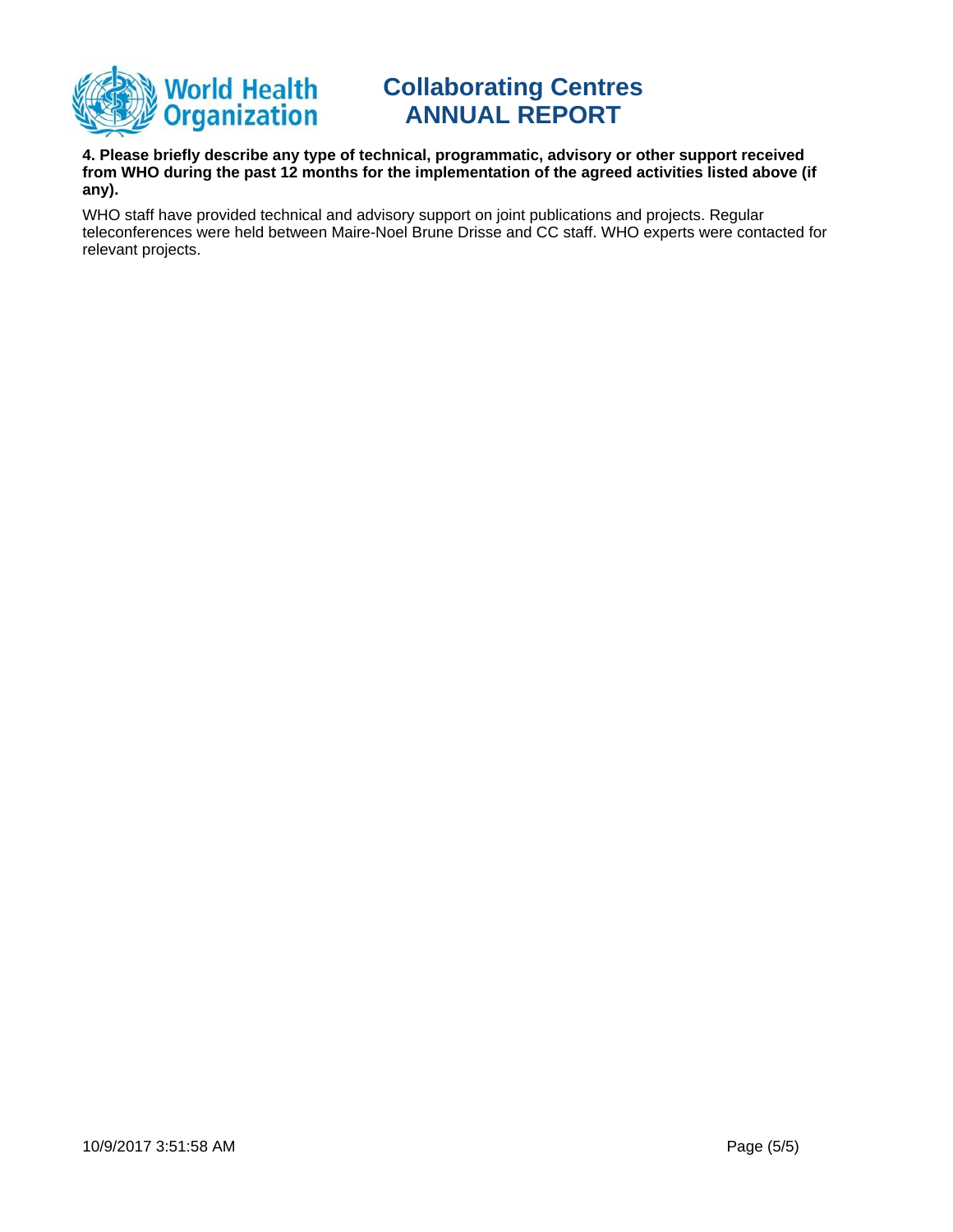**4. Please briefly describe any type of technical, programmatic, advisory or other support received from WHO during the past 12 months for the implementation of the agreed activities listed above (if any).**

WHO staff have provided technical and advisory support on joint publications and projects. Regular teleconferences were held between Maire-Noel Brune Drisse and CC staff. WHO experts were contacted for relevant projects.